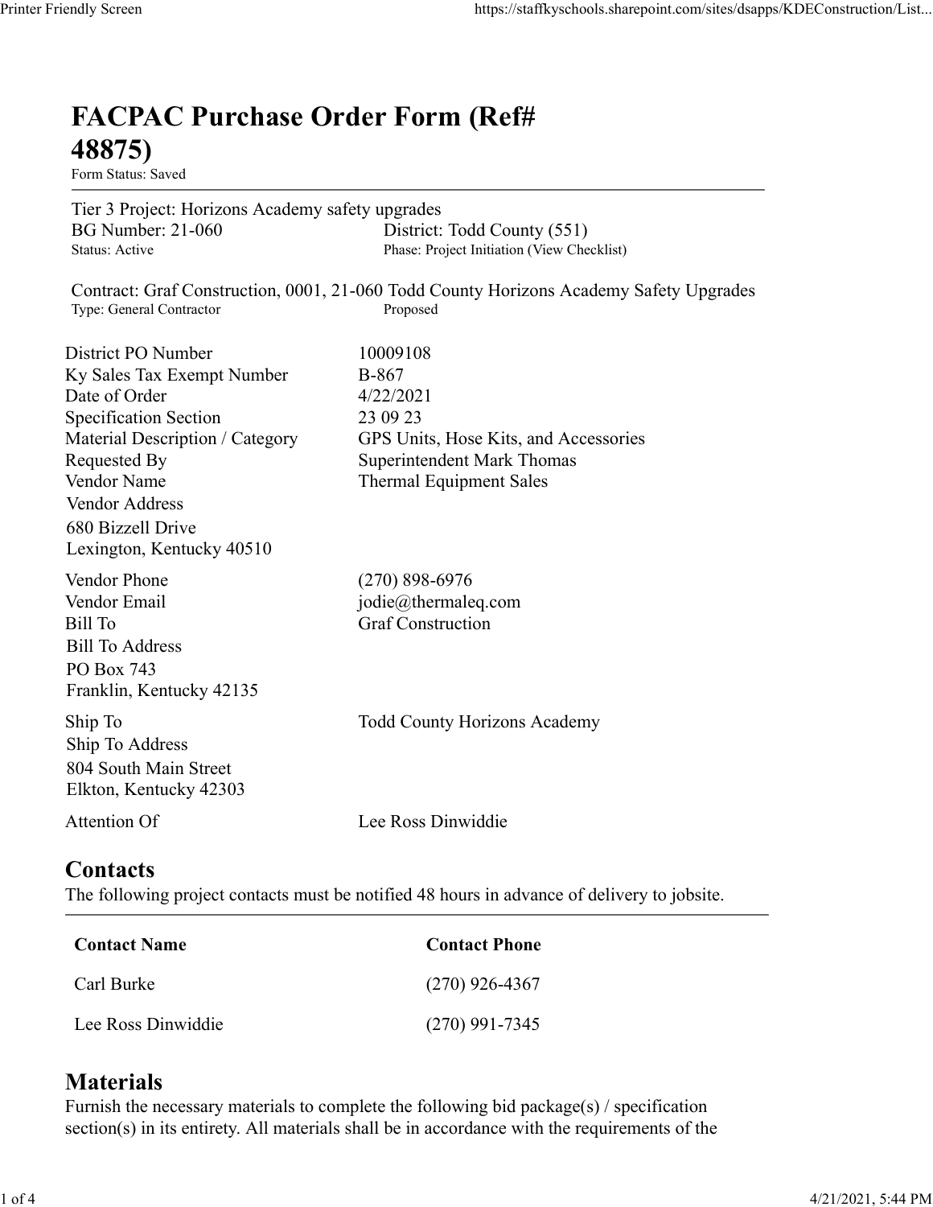# FACPAC Purchase Order Form (Ref# 48875)

Form Status: Saved

Tier 3 Project: Horizons Academy safety upgrades
BG Number: 21-060 District: Todd County (551)
Status: Active Phase: Project Initiation (View Checklist)

Contract: Graf Construction, 0001, 21-060 Todd County Horizons Academy Safety Upgrades
Type: General Contractor Proposed

| | |
|---|---|
| District PO Number | 10009108 |
| Ky Sales Tax Exempt Number | B-867 |
| Date of Order | 4/22/2021 |
| Specification Section | 23 09 23 |
| Material Description / Category | GPS Units, Hose Kits, and Accessories |
| Requested By | Superintendent Mark Thomas |
| Vendor Name | Thermal Equipment Sales |
| Vendor Address | 680 Bizzell Drive<br>Lexington, Kentucky 40510 |
| Vendor Phone | (270) 898-6976 |
| Vendor Email | jodie@thermaleq.com |
| Bill To | Graf Construction |
| Bill To Address | PO Box 743<br>Franklin, Kentucky 42135 |
| Ship To | Todd County Horizons Academy |
| Ship To Address | 804 South Main Street<br>Elkton, Kentucky 42303 |
| Attention Of | Lee Ross Dinwiddie |

## Contacts

The following project contacts must be notified 48 hours in advance of delivery to jobsite.

| Contact Name | Contact Phone |
|---|---|
| Carl Burke | (270) 926-4367 |
| Lee Ross Dinwiddie | (270) 991-7345 |

## Materials

Furnish the necessary materials to complete the following bid package(s) / specification section(s) in its entirety. All materials shall be in accordance with the requirements of the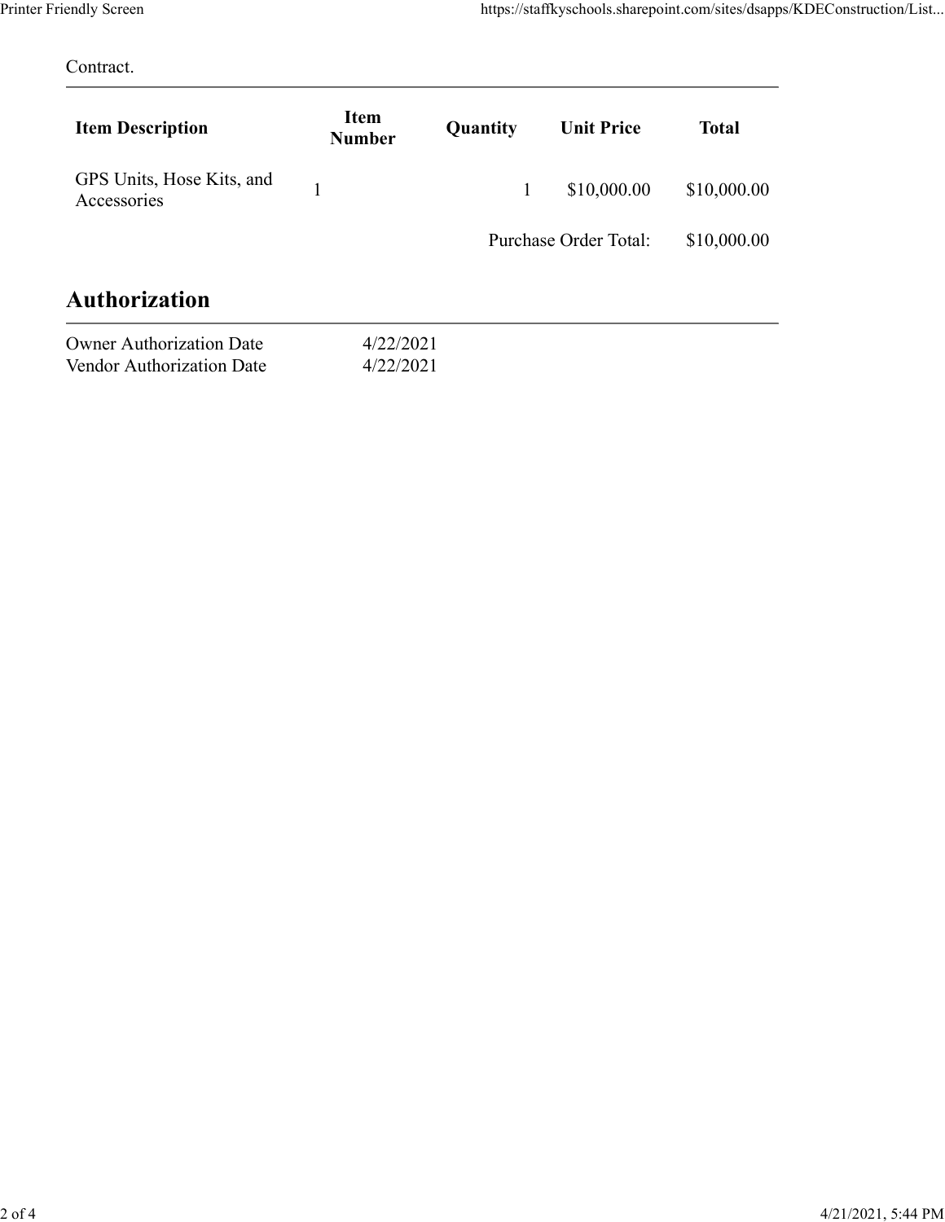Contract.

| Item Description | Item Number | Quantity | Unit Price | Total |
|---|---|---|---|---|
| GPS Units, Hose Kits, and Accessories | 1 | 1 | $10,000.00 | $10,000.00 |
| | | | Purchase Order Total: | $10,000.00 |

## Authorization

Owner Authorization Date 4/22/2021
Vendor Authorization Date 4/22/2021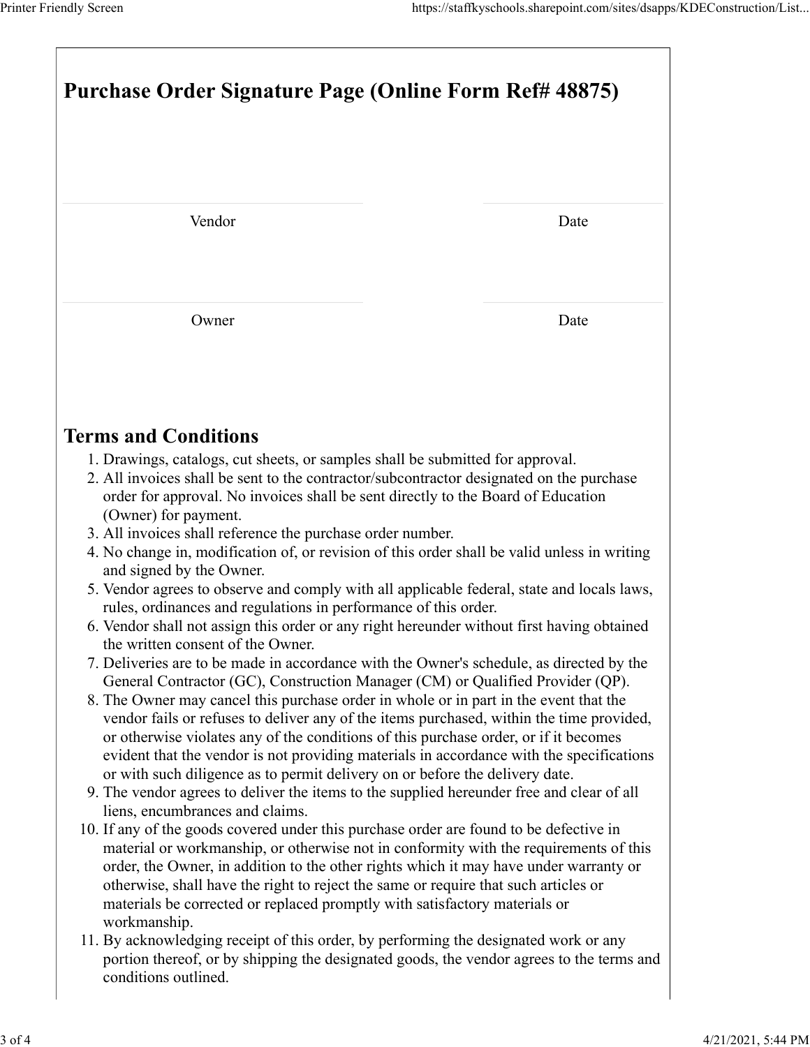# Purchase Order Signature Page (Online Form Ref# 48875)

| Vendor | Date |
|---|---|
| Owner | Date |

## Terms and Conditions

1. Drawings, catalogs, cut sheets, or samples shall be submitted for approval.
2. All invoices shall be sent to the contractor/subcontractor designated on the purchase order for approval. No invoices shall be sent directly to the Board of Education (Owner) for payment.
3. All invoices shall reference the purchase order number.
4. No change in, modification of, or revision of this order shall be valid unless in writing and signed by the Owner.
5. Vendor agrees to observe and comply with all applicable federal, state and locals laws, rules, ordinances and regulations in performance of this order.
6. Vendor shall not assign this order or any right hereunder without first having obtained the written consent of the Owner.
7. Deliveries are to be made in accordance with the Owner's schedule, as directed by the General Contractor (GC), Construction Manager (CM) or Qualified Provider (QP).
8. The Owner may cancel this purchase order in whole or in part in the event that the vendor fails or refuses to deliver any of the items purchased, within the time provided, or otherwise violates any of the conditions of this purchase order, or if it becomes evident that the vendor is not providing materials in accordance with the specifications or with such diligence as to permit delivery on or before the delivery date.
9. The vendor agrees to deliver the items to the supplied hereunder free and clear of all liens, encumbrances and claims.
10. If any of the goods covered under this purchase order are found to be defective in material or workmanship, or otherwise not in conformity with the requirements of this order, the Owner, in addition to the other rights which it may have under warranty or otherwise, shall have the right to reject the same or require that such articles or materials be corrected or replaced promptly with satisfactory materials or workmanship.
11. By acknowledging receipt of this order, by performing the designated work or any portion thereof, or by shipping the designated goods, the vendor agrees to the terms and conditions outlined.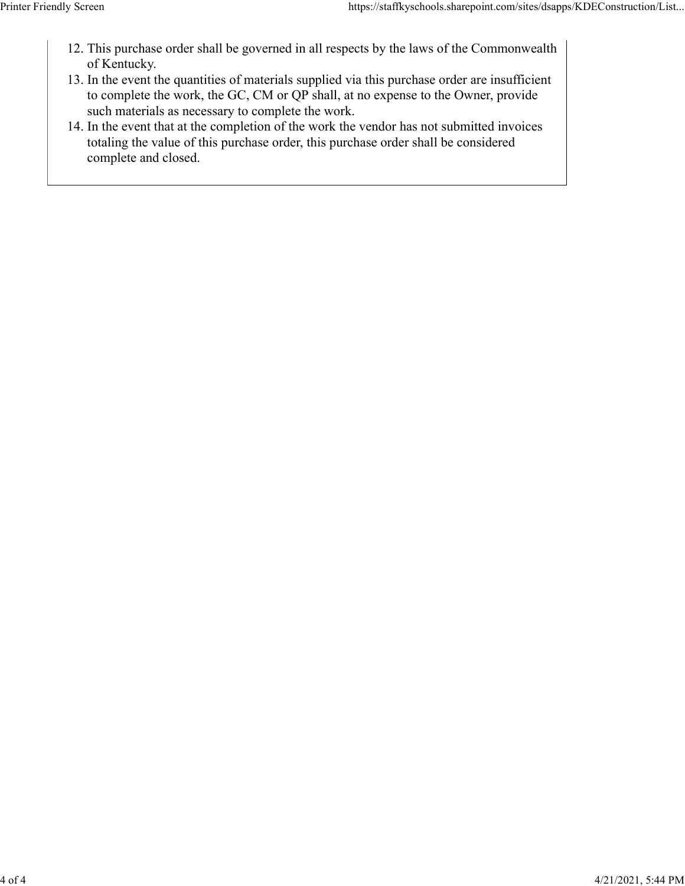12. This purchase order shall be governed in all respects by the laws of the Commonwealth of Kentucky.
13. In the event the quantities of materials supplied via this purchase order are insufficient to complete the work, the GC, CM or QP shall, at no expense to the Owner, provide such materials as necessary to complete the work.
14. In the event that at the completion of the work the vendor has not submitted invoices totaling the value of this purchase order, this purchase order shall be considered complete and closed.